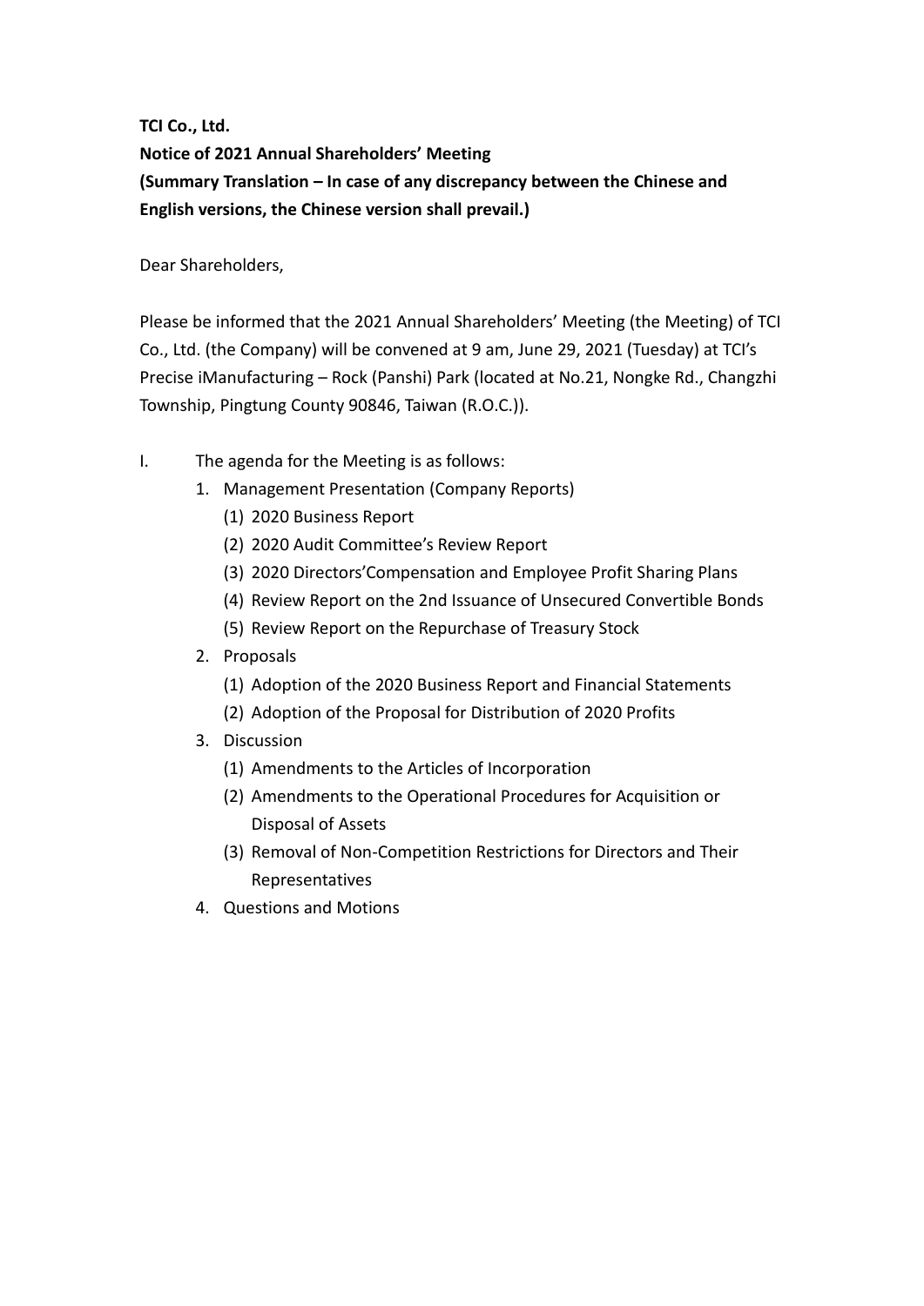**TCI Co., Ltd.**

**Notice of 2021 Annual Shareholders' Meeting**

**(Summary Translation – In case of any discrepancy between the Chinese and English versions, the Chinese version shall prevail.)**

Dear Shareholders,

Please be informed that the 2021 Annual Shareholders' Meeting (the Meeting) of TCI Co., Ltd. (the Company) will be convened at 9 am, June 29, 2021 (Tuesday) at TCI's Precise iManufacturing – Rock (Panshi) Park (located at No.21, Nongke Rd., Changzhi Township, Pingtung County 90846, Taiwan (R.O.C.)).

I. The agenda for the Meeting is as follows:

1. Management Presentation (Company Reports)
   (1) 2020 Business Report
   (2) 2020 Audit Committee's Review Report
   (3) 2020 Directors'Compensation and Employee Profit Sharing Plans
   (4) Review Report on the 2nd Issuance of Unsecured Convertible Bonds
   (5) Review Report on the Repurchase of Treasury Stock
2. Proposals
   (1) Adoption of the 2020 Business Report and Financial Statements
   (2) Adoption of the Proposal for Distribution of 2020 Profits
3. Discussion
   (1) Amendments to the Articles of Incorporation
   (2) Amendments to the Operational Procedures for Acquisition or Disposal of Assets
   (3) Removal of Non-Competition Restrictions for Directors and Their Representatives
4. Questions and Motions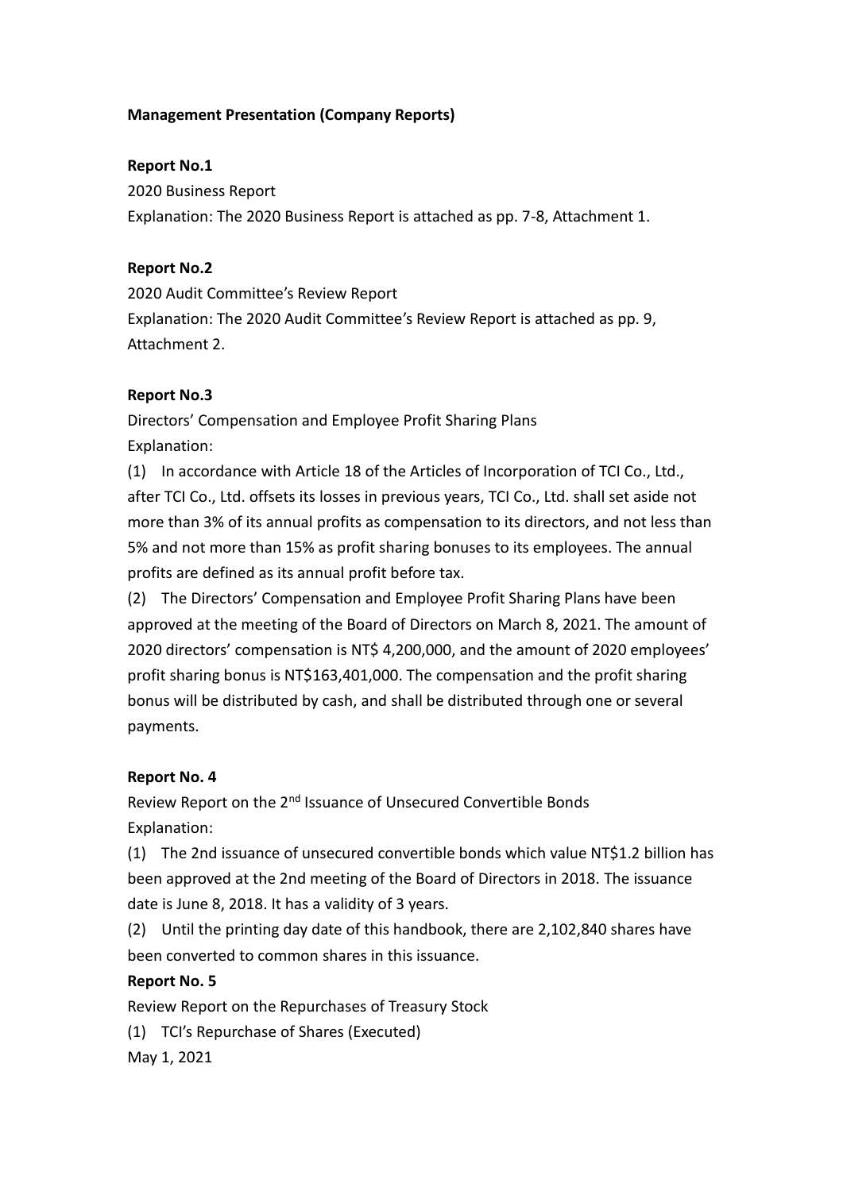**Management Presentation (Company Reports)**

**Report No.1**

2020 Business Report

Explanation: The 2020 Business Report is attached as pp. 7-8, Attachment 1.

**Report No.2**

2020 Audit Committee's Review Report

Explanation: The 2020 Audit Committee's Review Report is attached as pp. 9, Attachment 2.

**Report No.3**

Directors' Compensation and Employee Profit Sharing Plans

Explanation:

(1) In accordance with Article 18 of the Articles of Incorporation of TCI Co., Ltd., after TCI Co., Ltd. offsets its losses in previous years, TCI Co., Ltd. shall set aside not more than 3% of its annual profits as compensation to its directors, and not less than 5% and not more than 15% as profit sharing bonuses to its employees. The annual profits are defined as its annual profit before tax.

(2) The Directors' Compensation and Employee Profit Sharing Plans have been approved at the meeting of the Board of Directors on March 8, 2021. The amount of 2020 directors' compensation is NT$ 4,200,000, and the amount of 2020 employees' profit sharing bonus is NT$163,401,000. The compensation and the profit sharing bonus will be distributed by cash, and shall be distributed through one or several payments.

**Report No. 4**

Review Report on the 2nd Issuance of Unsecured Convertible Bonds

Explanation:

(1) The 2nd issuance of unsecured convertible bonds which value NT$1.2 billion has been approved at the 2nd meeting of the Board of Directors in 2018. The issuance date is June 8, 2018. It has a validity of 3 years.

(2) Until the printing day date of this handbook, there are 2,102,840 shares have been converted to common shares in this issuance.

**Report No. 5**

Review Report on the Repurchases of Treasury Stock

(1) TCI's Repurchase of Shares (Executed)

May 1, 2021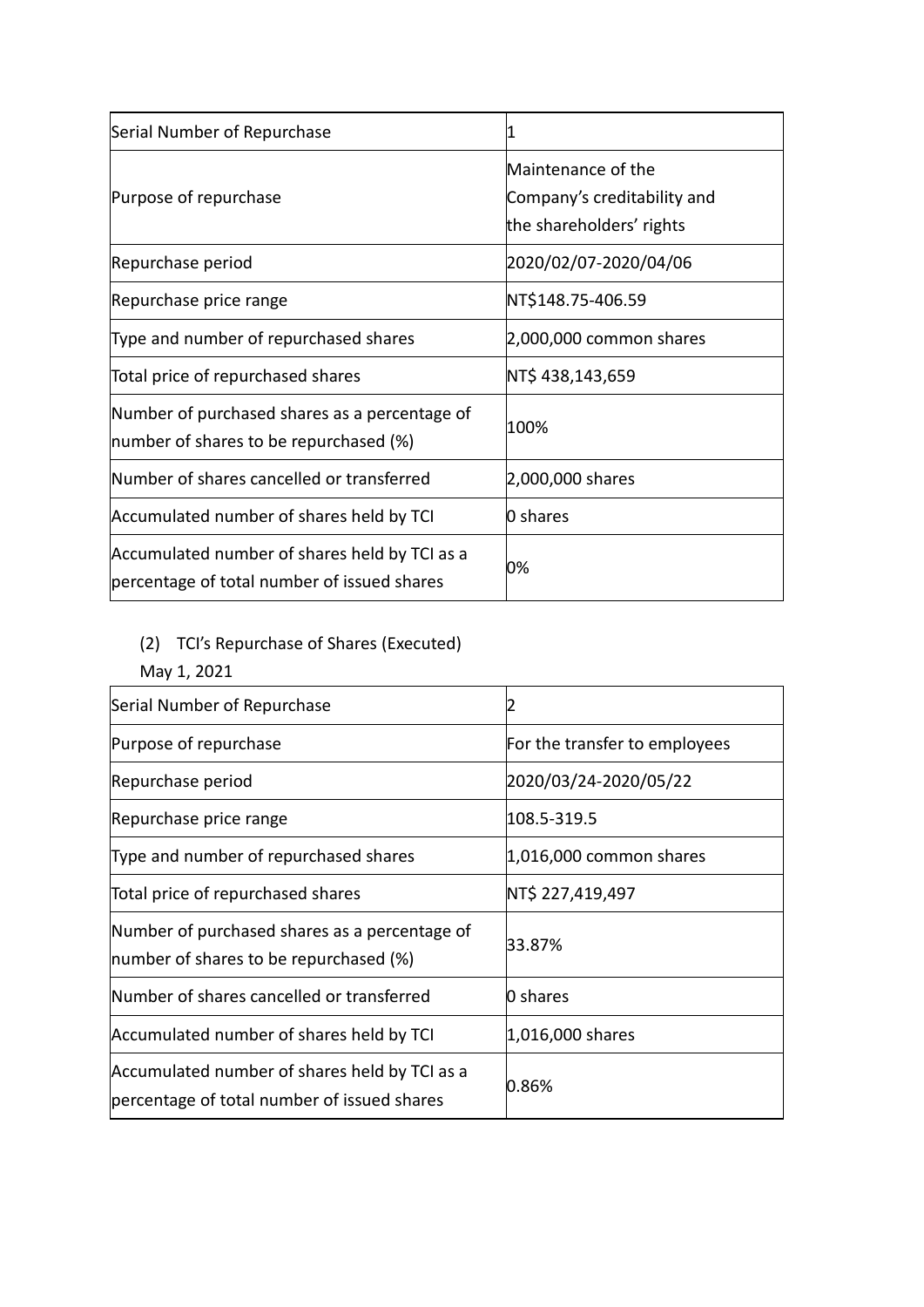| Serial Number of Repurchase | 1 |
| --- | --- |
| Purpose of repurchase | Maintenance of the Company's creditability and the shareholders' rights |
| Repurchase period | 2020/02/07-2020/04/06 |
| Repurchase price range | NT$148.75-406.59 |
| Type and number of repurchased shares | 2,000,000 common shares |
| Total price of repurchased shares | NT$ 438,143,659 |
| Number of purchased shares as a percentage of number of shares to be repurchased (%) | 100% |
| Number of shares cancelled or transferred | 2,000,000 shares |
| Accumulated number of shares held by TCI | 0 shares |
| Accumulated number of shares held by TCI as a percentage of total number of issued shares | 0% |

(2) TCI's Repurchase of Shares (Executed)

May 1, 2021

| Serial Number of Repurchase | 2 |
| --- | --- |
| Purpose of repurchase | For the transfer to employees |
| Repurchase period | 2020/03/24-2020/05/22 |
| Repurchase price range | 108.5-319.5 |
| Type and number of repurchased shares | 1,016,000 common shares |
| Total price of repurchased shares | NT$ 227,419,497 |
| Number of purchased shares as a percentage of number of shares to be repurchased (%) | 33.87% |
| Number of shares cancelled or transferred | 0 shares |
| Accumulated number of shares held by TCI | 1,016,000 shares |
| Accumulated number of shares held by TCI as a percentage of total number of issued shares | 0.86% |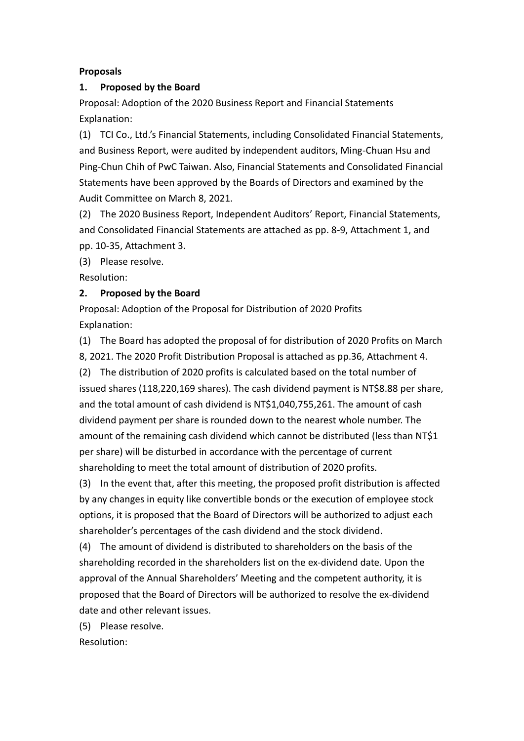**Proposals**

**1. Proposed by the Board**

Proposal: Adoption of the 2020 Business Report and Financial Statements

Explanation:

(1) TCI Co., Ltd.'s Financial Statements, including Consolidated Financial Statements, and Business Report, were audited by independent auditors, Ming-Chuan Hsu and Ping-Chun Chih of PwC Taiwan. Also, Financial Statements and Consolidated Financial Statements have been approved by the Boards of Directors and examined by the Audit Committee on March 8, 2021.

(2) The 2020 Business Report, Independent Auditors' Report, Financial Statements, and Consolidated Financial Statements are attached as pp. 8-9, Attachment 1, and pp. 10-35, Attachment 3.

(3) Please resolve.

Resolution:

**2. Proposed by the Board**

Proposal: Adoption of the Proposal for Distribution of 2020 Profits

Explanation:

(1) The Board has adopted the proposal of for distribution of 2020 Profits on March 8, 2021. The 2020 Profit Distribution Proposal is attached as pp.36, Attachment 4.

(2) The distribution of 2020 profits is calculated based on the total number of issued shares (118,220,169 shares). The cash dividend payment is NT$8.88 per share, and the total amount of cash dividend is NT$1,040,755,261. The amount of cash dividend payment per share is rounded down to the nearest whole number. The amount of the remaining cash dividend which cannot be distributed (less than NT$1 per share) will be disturbed in accordance with the percentage of current shareholding to meet the total amount of distribution of 2020 profits.

(3) In the event that, after this meeting, the proposed profit distribution is affected by any changes in equity like convertible bonds or the execution of employee stock options, it is proposed that the Board of Directors will be authorized to adjust each shareholder's percentages of the cash dividend and the stock dividend.

(4) The amount of dividend is distributed to shareholders on the basis of the shareholding recorded in the shareholders list on the ex-dividend date. Upon the approval of the Annual Shareholders' Meeting and the competent authority, it is proposed that the Board of Directors will be authorized to resolve the ex-dividend date and other relevant issues.

(5) Please resolve.

Resolution: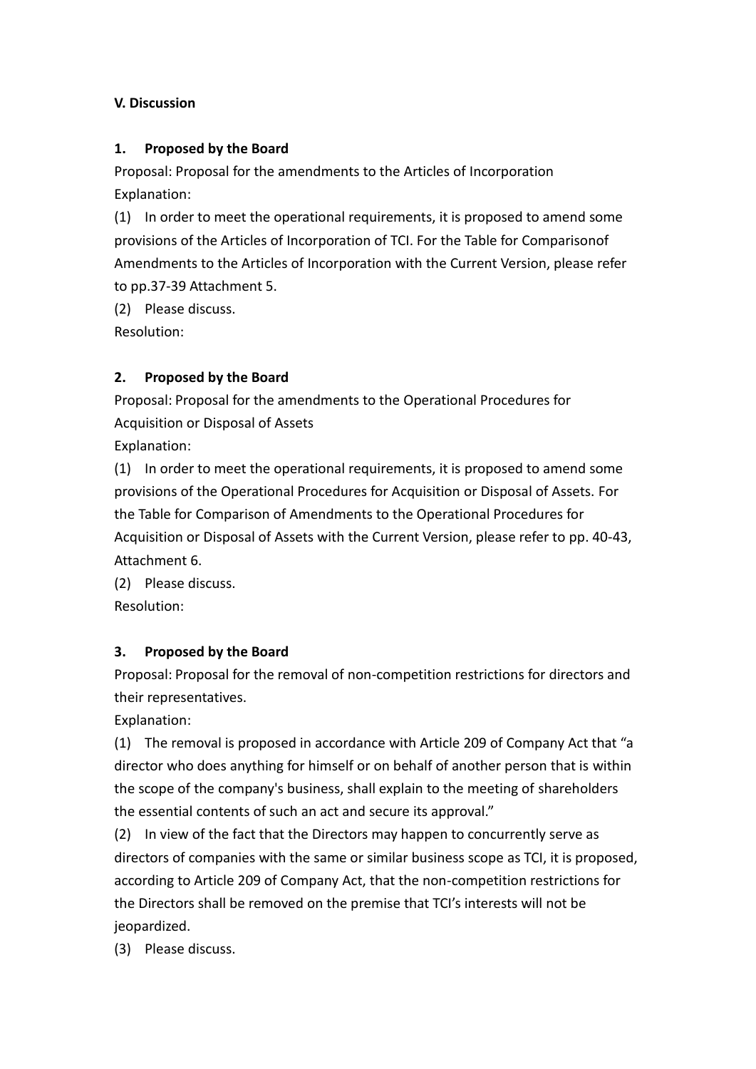**V. Discussion**

**1. Proposed by the Board**

Proposal: Proposal for the amendments to the Articles of Incorporation

Explanation:

(1) In order to meet the operational requirements, it is proposed to amend some provisions of the Articles of Incorporation of TCI. For the Table for Comparisonof Amendments to the Articles of Incorporation with the Current Version, please refer to pp.37-39 Attachment 5.

(2) Please discuss.

Resolution:

**2. Proposed by the Board**

Proposal: Proposal for the amendments to the Operational Procedures for Acquisition or Disposal of Assets

Explanation:

(1) In order to meet the operational requirements, it is proposed to amend some provisions of the Operational Procedures for Acquisition or Disposal of Assets. For the Table for Comparison of Amendments to the Operational Procedures for Acquisition or Disposal of Assets with the Current Version, please refer to pp. 40-43, Attachment 6.

(2) Please discuss.

Resolution:

**3. Proposed by the Board**

Proposal: Proposal for the removal of non-competition restrictions for directors and their representatives.

Explanation:

(1) The removal is proposed in accordance with Article 209 of Company Act that "a director who does anything for himself or on behalf of another person that is within the scope of the company's business, shall explain to the meeting of shareholders the essential contents of such an act and secure its approval."

(2) In view of the fact that the Directors may happen to concurrently serve as directors of companies with the same or similar business scope as TCI, it is proposed, according to Article 209 of Company Act, that the non-competition restrictions for the Directors shall be removed on the premise that TCI's interests will not be jeopardized.

(3) Please discuss.